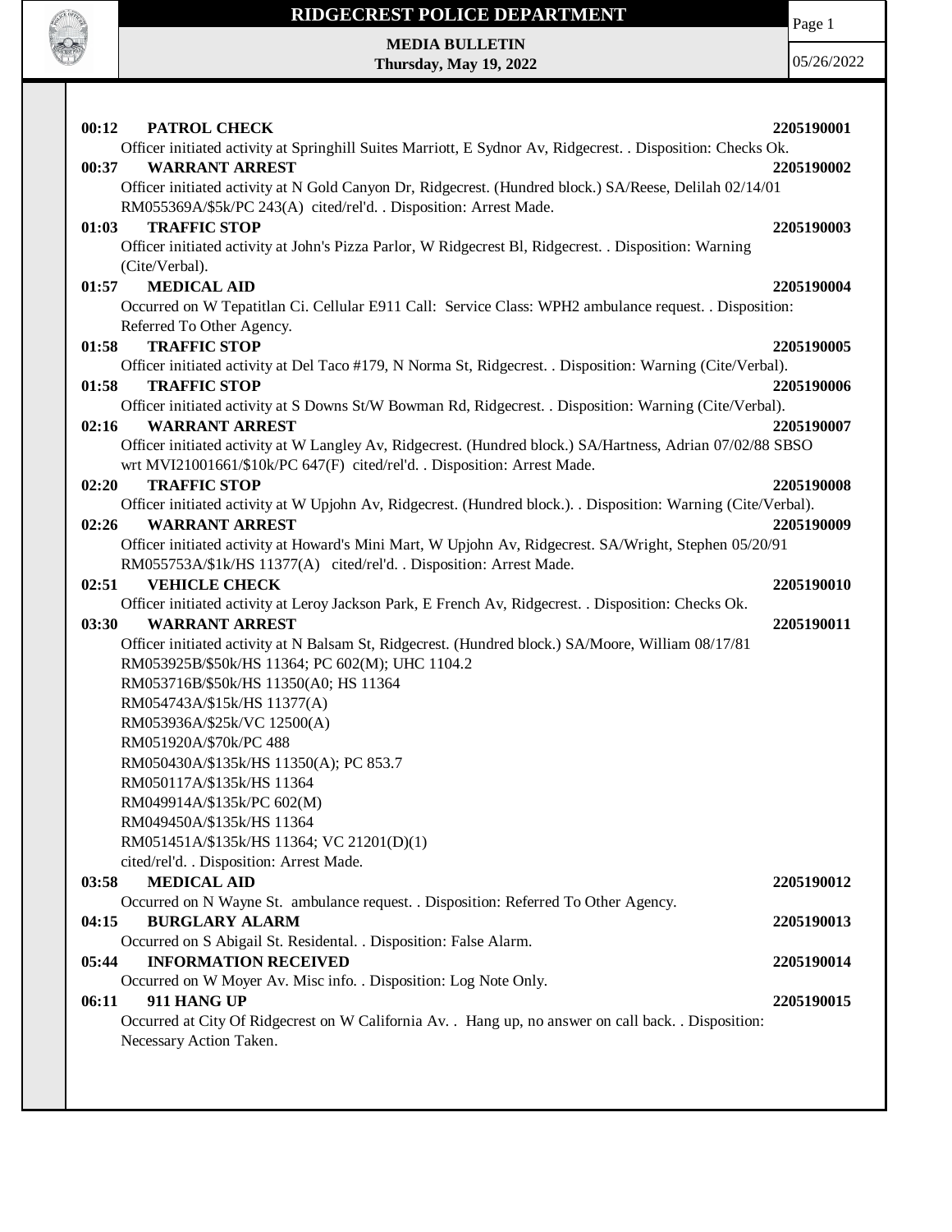# RIDGECREST POLICE DEPARTMENT

**MEDIA BULLETIN**
**Thursday, May 19, 2022**

05/26/2022

**00:12 PATROL CHECK** **2205190001**
Officer initiated activity at Springhill Suites Marriott, E Sydnor Av, Ridgecrest. . Disposition: Checks Ok.

**00:37 WARRANT ARREST** **2205190002**
Officer initiated activity at N Gold Canyon Dr, Ridgecrest. (Hundred block.) SA/Reese, Delilah 02/14/01 RM055369A/$5k/PC 243(A) cited/rel'd. . Disposition: Arrest Made.

**01:03 TRAFFIC STOP** **2205190003**
Officer initiated activity at John's Pizza Parlor, W Ridgecrest Bl, Ridgecrest. . Disposition: Warning (Cite/Verbal).

**01:57 MEDICAL AID** **2205190004**
Occurred on W Tepatitlan Ci. Cellular E911 Call: Service Class: WPH2 ambulance request. . Disposition: Referred To Other Agency.

**01:58 TRAFFIC STOP** **2205190005**
Officer initiated activity at Del Taco #179, N Norma St, Ridgecrest. . Disposition: Warning (Cite/Verbal).

**01:58 TRAFFIC STOP** **2205190006**
Officer initiated activity at S Downs St/W Bowman Rd, Ridgecrest. . Disposition: Warning (Cite/Verbal).

**02:16 WARRANT ARREST** **2205190007**
Officer initiated activity at W Langley Av, Ridgecrest. (Hundred block.) SA/Hartness, Adrian 07/02/88 SBSO wrt MVI21001661/$10k/PC 647(F) cited/rel'd. . Disposition: Arrest Made.

**02:20 TRAFFIC STOP** **2205190008**
Officer initiated activity at W Upjohn Av, Ridgecrest. (Hundred block.). . Disposition: Warning (Cite/Verbal).

**02:26 WARRANT ARREST** **2205190009**
Officer initiated activity at Howard's Mini Mart, W Upjohn Av, Ridgecrest. SA/Wright, Stephen 05/20/91 RM055753A/$1k/HS 11377(A) cited/rel'd. . Disposition: Arrest Made.

**02:51 VEHICLE CHECK** **2205190010**
Officer initiated activity at Leroy Jackson Park, E French Av, Ridgecrest. . Disposition: Checks Ok.

**03:30 WARRANT ARREST** **2205190011**
Officer initiated activity at N Balsam St, Ridgecrest. (Hundred block.) SA/Moore, William 08/17/81
RM053925B/$50k/HS 11364; PC 602(M); UHC 1104.2
RM053716B/$50k/HS 11350(A0; HS 11364
RM054743A/$15k/HS 11377(A)
RM053936A/$25k/VC 12500(A)
RM051920A/$70k/PC 488
RM050430A/$135k/HS 11350(A); PC 853.7
RM050117A/$135k/HS 11364
RM049914A/$135k/PC 602(M)
RM049450A/$135k/HS 11364
RM051451A/$135k/HS 11364; VC 21201(D)(1)
cited/rel'd. . Disposition: Arrest Made.

**03:58 MEDICAL AID** **2205190012**
Occurred on N Wayne St. ambulance request. . Disposition: Referred To Other Agency.

**04:15 BURGLARY ALARM** **2205190013**
Occurred on S Abigail St. Residental. . Disposition: False Alarm.

**05:44 INFORMATION RECEIVED** **2205190014**
Occurred on W Moyer Av. Misc info. . Disposition: Log Note Only.

**06:11 911 HANG UP** **2205190015**
Occurred at City Of Ridgecrest on W California Av. . Hang up, no answer on call back. . Disposition: Necessary Action Taken.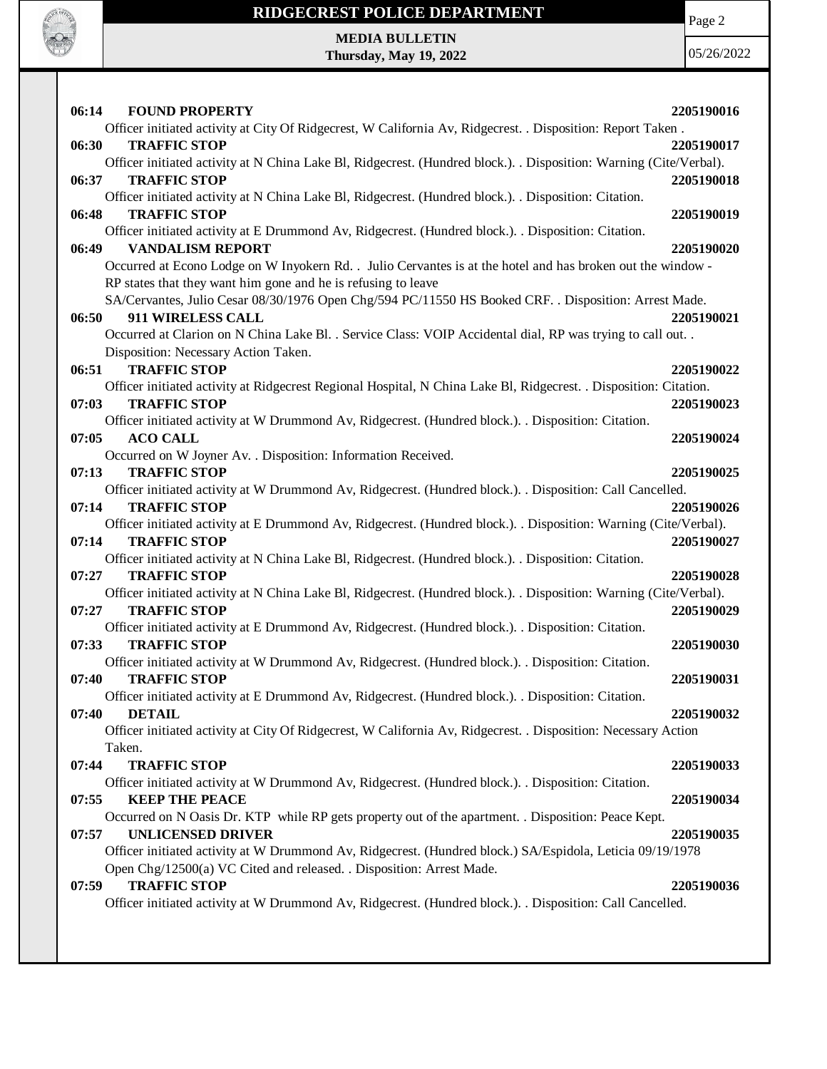**06:14 FOUND PROPERTY** **2205190016**

Officer initiated activity at City Of Ridgecrest, W California Av, Ridgecrest. . Disposition: Report Taken .

**06:30 TRAFFIC STOP** **2205190017**

Officer initiated activity at N China Lake Bl, Ridgecrest. (Hundred block.). . Disposition: Warning (Cite/Verbal).

**06:37 TRAFFIC STOP** **2205190018**

Officer initiated activity at N China Lake Bl, Ridgecrest. (Hundred block.). . Disposition: Citation.

**06:48 TRAFFIC STOP** **2205190019**

Officer initiated activity at E Drummond Av, Ridgecrest. (Hundred block.). . Disposition: Citation.

**06:49 VANDALISM REPORT** **2205190020**

Occurred at Econo Lodge on W Inyokern Rd. . Julio Cervantes is at the hotel and has broken out the window - RP states that they want him gone and he is refusing to leave

SA/Cervantes, Julio Cesar 08/30/1976 Open Chg/594 PC/11550 HS Booked CRF. . Disposition: Arrest Made.

**06:50 911 WIRELESS CALL** **2205190021**

Occurred at Clarion on N China Lake Bl. . Service Class: VOIP Accidental dial, RP was trying to call out. . Disposition: Necessary Action Taken.

**06:51 TRAFFIC STOP** **2205190022**

Officer initiated activity at Ridgecrest Regional Hospital, N China Lake Bl, Ridgecrest. . Disposition: Citation.

**07:03 TRAFFIC STOP** **2205190023**

Officer initiated activity at W Drummond Av, Ridgecrest. (Hundred block.). . Disposition: Citation.

**07:05 ACO CALL** **2205190024**

Occurred on W Joyner Av. . Disposition: Information Received.

**07:13 TRAFFIC STOP** **2205190025**

Officer initiated activity at W Drummond Av, Ridgecrest. (Hundred block.). . Disposition: Call Cancelled.

**07:14 TRAFFIC STOP** **2205190026**

Officer initiated activity at E Drummond Av, Ridgecrest. (Hundred block.). . Disposition: Warning (Cite/Verbal).

**07:14 TRAFFIC STOP** **2205190027**

Officer initiated activity at N China Lake Bl, Ridgecrest. (Hundred block.). . Disposition: Citation.

**07:27 TRAFFIC STOP** **2205190028**

Officer initiated activity at N China Lake Bl, Ridgecrest. (Hundred block.). . Disposition: Warning (Cite/Verbal).

**07:27 TRAFFIC STOP** **2205190029**

Officer initiated activity at E Drummond Av, Ridgecrest. (Hundred block.). . Disposition: Citation.

**07:33 TRAFFIC STOP** **2205190030**

Officer initiated activity at W Drummond Av, Ridgecrest. (Hundred block.). . Disposition: Citation.

**07:40 TRAFFIC STOP** **2205190031**

Officer initiated activity at E Drummond Av, Ridgecrest. (Hundred block.). . Disposition: Citation.

**07:40 DETAIL** **2205190032**

Officer initiated activity at City Of Ridgecrest, W California Av, Ridgecrest. . Disposition: Necessary Action Taken.

**07:44 TRAFFIC STOP** **2205190033**

Officer initiated activity at W Drummond Av, Ridgecrest. (Hundred block.). . Disposition: Citation.

**07:55 KEEP THE PEACE** **2205190034**

Occurred on N Oasis Dr. KTP while RP gets property out of the apartment. . Disposition: Peace Kept.

**07:57 UNLICENSED DRIVER** **2205190035**

Officer initiated activity at W Drummond Av, Ridgecrest. (Hundred block.) SA/Espidola, Leticia 09/19/1978 Open Chg/12500(a) VC Cited and released. . Disposition: Arrest Made.

**07:59 TRAFFIC STOP** **2205190036**

Officer initiated activity at W Drummond Av, Ridgecrest. (Hundred block.). . Disposition: Call Cancelled.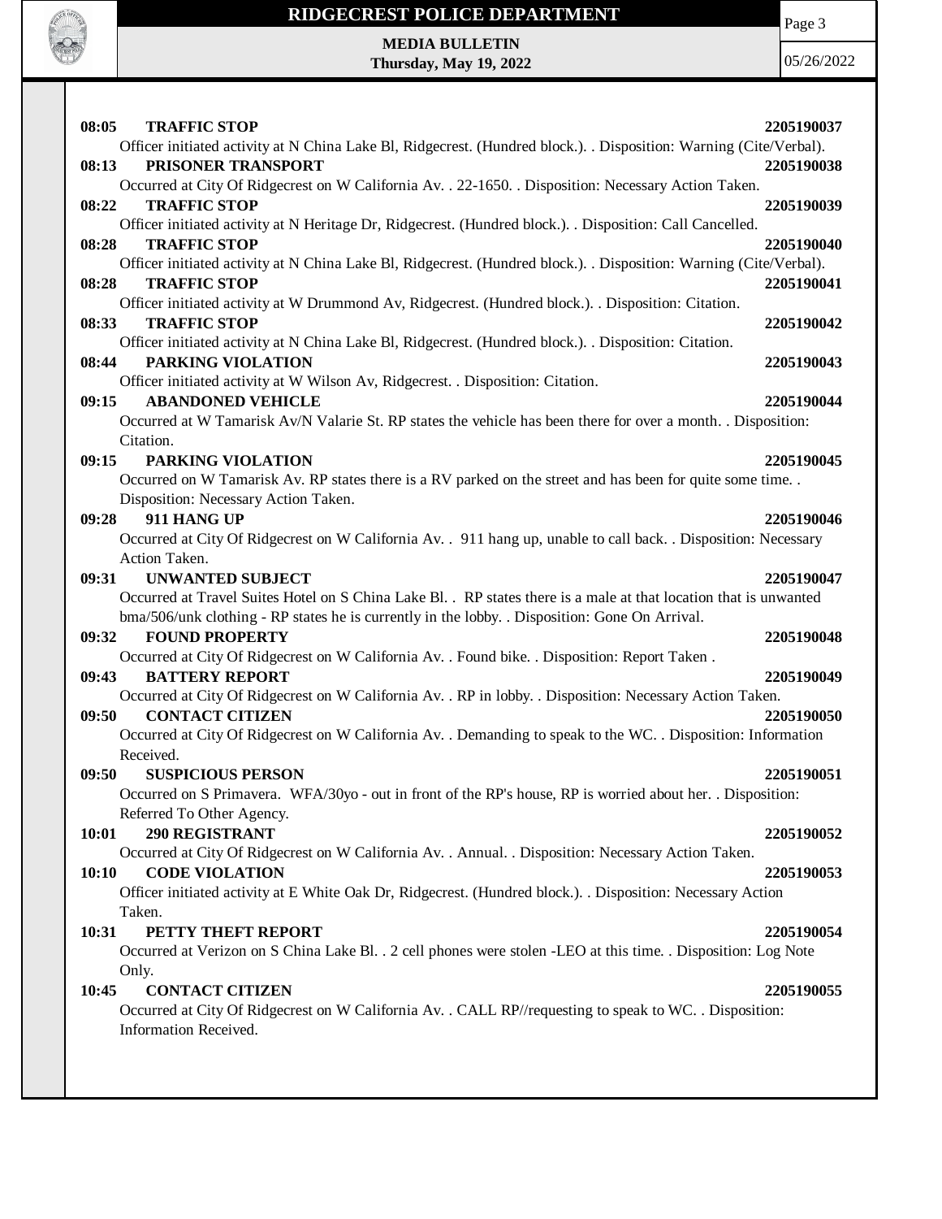**08:05 TRAFFIC STOP** **2205190037**

Officer initiated activity at N China Lake Bl, Ridgecrest. (Hundred block.). . Disposition: Warning (Cite/Verbal).

**08:13 PRISONER TRANSPORT** **2205190038**

Occurred at City Of Ridgecrest on W California Av. . 22-1650. . Disposition: Necessary Action Taken.

**08:22 TRAFFIC STOP** **2205190039**

Officer initiated activity at N Heritage Dr, Ridgecrest. (Hundred block.). . Disposition: Call Cancelled.

**08:28 TRAFFIC STOP** **2205190040**

Officer initiated activity at N China Lake Bl, Ridgecrest. (Hundred block.). . Disposition: Warning (Cite/Verbal).

**08:28 TRAFFIC STOP** **2205190041**

Officer initiated activity at W Drummond Av, Ridgecrest. (Hundred block.). . Disposition: Citation.

**08:33 TRAFFIC STOP** **2205190042**

Officer initiated activity at N China Lake Bl, Ridgecrest. (Hundred block.). . Disposition: Citation.

**08:44 PARKING VIOLATION** **2205190043**

Officer initiated activity at W Wilson Av, Ridgecrest. . Disposition: Citation.

**09:15 ABANDONED VEHICLE** **2205190044**

Occurred at W Tamarisk Av/N Valarie St. RP states the vehicle has been there for over a month. . Disposition: Citation.

**09:15 PARKING VIOLATION** **2205190045**

Occurred on W Tamarisk Av. RP states there is a RV parked on the street and has been for quite some time. . Disposition: Necessary Action Taken.

**09:28 911 HANG UP** **2205190046**

Occurred at City Of Ridgecrest on W California Av. . 911 hang up, unable to call back. . Disposition: Necessary Action Taken.

**09:31 UNWANTED SUBJECT** **2205190047**

Occurred at Travel Suites Hotel on S China Lake Bl. . RP states there is a male at that location that is unwanted bma/506/unk clothing - RP states he is currently in the lobby. . Disposition: Gone On Arrival.

**09:32 FOUND PROPERTY** **2205190048**

Occurred at City Of Ridgecrest on W California Av. . Found bike. . Disposition: Report Taken .

**09:43 BATTERY REPORT** **2205190049**

Occurred at City Of Ridgecrest on W California Av. . RP in lobby. . Disposition: Necessary Action Taken.

**09:50 CONTACT CITIZEN** **2205190050**

Occurred at City Of Ridgecrest on W California Av. . Demanding to speak to the WC. . Disposition: Information Received.

**09:50 SUSPICIOUS PERSON** **2205190051**

Occurred on S Primavera. WFA/30yo - out in front of the RP's house, RP is worried about her. . Disposition: Referred To Other Agency.

**10:01 290 REGISTRANT** **2205190052**

Occurred at City Of Ridgecrest on W California Av. . Annual. . Disposition: Necessary Action Taken.

**10:10 CODE VIOLATION** **2205190053**

Officer initiated activity at E White Oak Dr, Ridgecrest. (Hundred block.). . Disposition: Necessary Action Taken.

**10:31 PETTY THEFT REPORT** **2205190054**

Occurred at Verizon on S China Lake Bl. . 2 cell phones were stolen -LEO at this time. . Disposition: Log Note Only.

**10:45 CONTACT CITIZEN** **2205190055**

Occurred at City Of Ridgecrest on W California Av. . CALL RP//requesting to speak to WC. . Disposition: Information Received.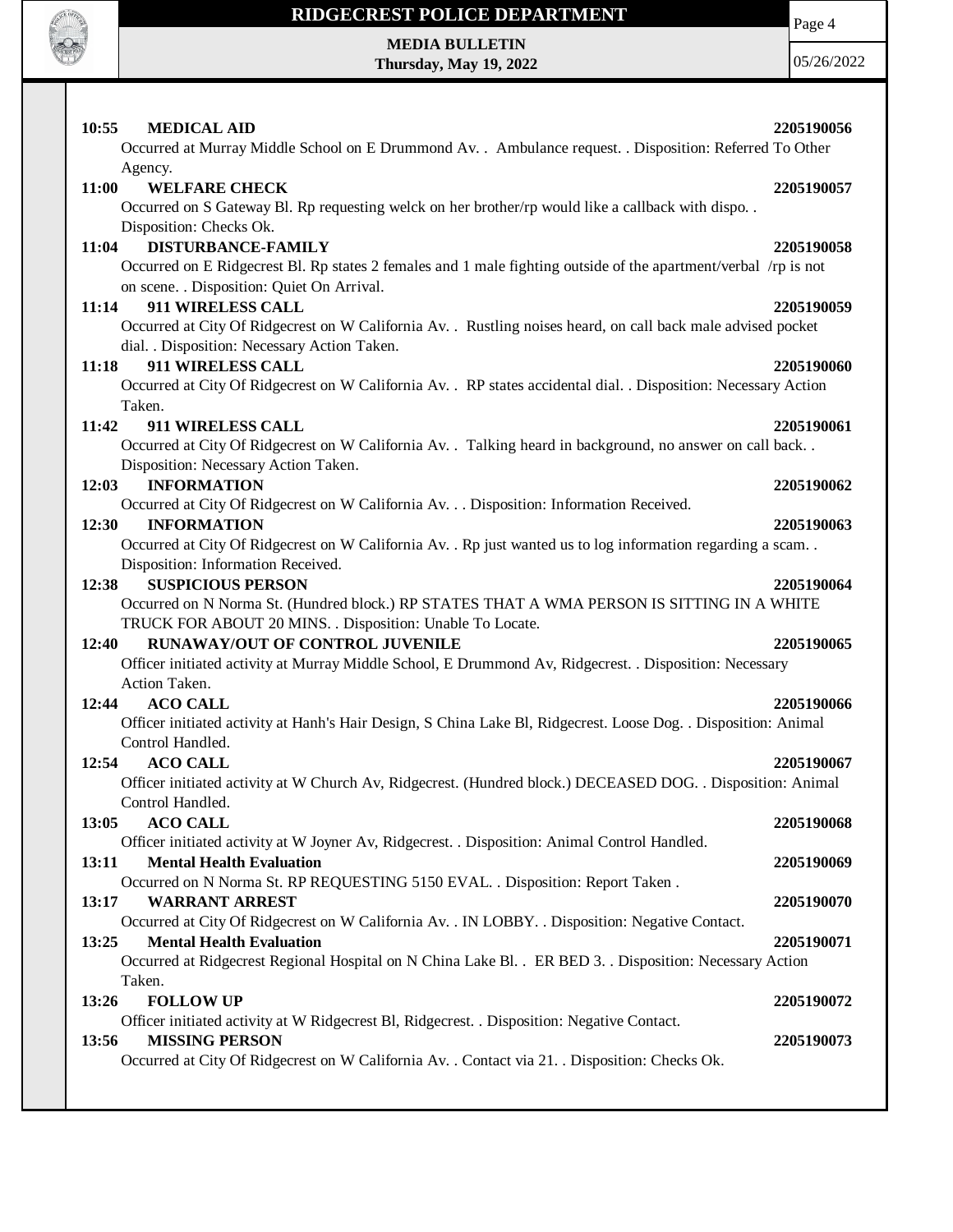**10:55 MEDICAL AID 2205190056**

Occurred at Murray Middle School on E Drummond Av. . Ambulance request. . Disposition: Referred To Other Agency.

**11:00 WELFARE CHECK 2205190057**

Occurred on S Gateway Bl. Rp requesting welck on her brother/rp would like a callback with dispo. . Disposition: Checks Ok.

**11:04 DISTURBANCE-FAMILY 2205190058**

Occurred on E Ridgecrest Bl. Rp states 2 females and 1 male fighting outside of the apartment/verbal /rp is not on scene. . Disposition: Quiet On Arrival.

**11:14 911 WIRELESS CALL 2205190059**

Occurred at City Of Ridgecrest on W California Av. . Rustling noises heard, on call back male advised pocket dial. . Disposition: Necessary Action Taken.

**11:18 911 WIRELESS CALL 2205190060**

Occurred at City Of Ridgecrest on W California Av. . RP states accidental dial. . Disposition: Necessary Action Taken.

**11:42 911 WIRELESS CALL 2205190061**

Occurred at City Of Ridgecrest on W California Av. . Talking heard in background, no answer on call back. . Disposition: Necessary Action Taken.

**12:03 INFORMATION 2205190062**

Occurred at City Of Ridgecrest on W California Av. . . Disposition: Information Received.

**12:30 INFORMATION 2205190063**

Occurred at City Of Ridgecrest on W California Av. . Rp just wanted us to log information regarding a scam. . Disposition: Information Received.

**12:38 SUSPICIOUS PERSON 2205190064**

Occurred on N Norma St. (Hundred block.) RP STATES THAT A WMA PERSON IS SITTING IN A WHITE TRUCK FOR ABOUT 20 MINS. . Disposition: Unable To Locate.

**12:40 RUNAWAY/OUT OF CONTROL JUVENILE 2205190065**

Officer initiated activity at Murray Middle School, E Drummond Av, Ridgecrest. . Disposition: Necessary Action Taken.

**12:44 ACO CALL 2205190066**

Officer initiated activity at Hanh's Hair Design, S China Lake Bl, Ridgecrest. Loose Dog. . Disposition: Animal Control Handled.

**12:54 ACO CALL 2205190067**

Officer initiated activity at W Church Av, Ridgecrest. (Hundred block.) DECEASED DOG. . Disposition: Animal Control Handled.

**13:05 ACO CALL 2205190068**

Officer initiated activity at W Joyner Av, Ridgecrest. . Disposition: Animal Control Handled.

**13:11 Mental Health Evaluation 2205190069**

Occurred on N Norma St. RP REQUESTING 5150 EVAL. . Disposition: Report Taken .

**13:17 WARRANT ARREST 2205190070**

Occurred at City Of Ridgecrest on W California Av. . IN LOBBY. . Disposition: Negative Contact.

**13:25 Mental Health Evaluation 2205190071**

Occurred at Ridgecrest Regional Hospital on N China Lake Bl. . ER BED 3. . Disposition: Necessary Action Taken.

**13:26 FOLLOW UP 2205190072**

Officer initiated activity at W Ridgecrest Bl, Ridgecrest. . Disposition: Negative Contact.

**13:56 MISSING PERSON 2205190073**

Occurred at City Of Ridgecrest on W California Av. . Contact via 21. . Disposition: Checks Ok.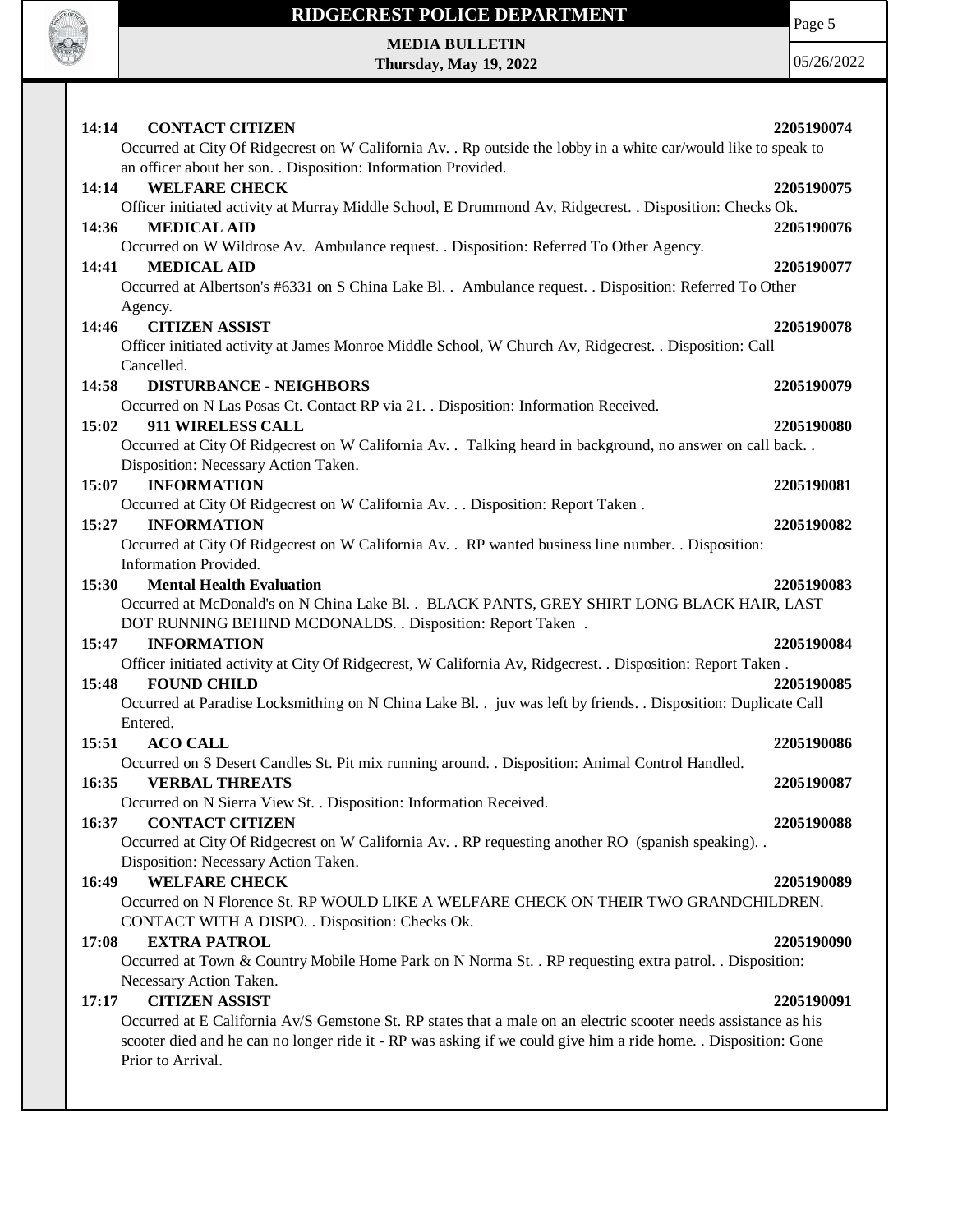**14:14 CONTACT CITIZEN** **2205190074**
Occurred at City Of Ridgecrest on W California Av. . Rp outside the lobby in a white car/would like to speak to an officer about her son. . Disposition: Information Provided.

**14:14 WELFARE CHECK** **2205190075**
Officer initiated activity at Murray Middle School, E Drummond Av, Ridgecrest. . Disposition: Checks Ok.

**14:36 MEDICAL AID** **2205190076**
Occurred on W Wildrose Av. Ambulance request. . Disposition: Referred To Other Agency.

**14:41 MEDICAL AID** **2205190077**
Occurred at Albertson's #6331 on S China Lake Bl. . Ambulance request. . Disposition: Referred To Other Agency.

**14:46 CITIZEN ASSIST** **2205190078**
Officer initiated activity at James Monroe Middle School, W Church Av, Ridgecrest. . Disposition: Call Cancelled.

**14:58 DISTURBANCE - NEIGHBORS** **2205190079**
Occurred on N Las Posas Ct. Contact RP via 21. . Disposition: Information Received.

**15:02 911 WIRELESS CALL** **2205190080**
Occurred at City Of Ridgecrest on W California Av. . Talking heard in background, no answer on call back. . Disposition: Necessary Action Taken.

**15:07 INFORMATION** **2205190081**
Occurred at City Of Ridgecrest on W California Av. . . Disposition: Report Taken .

**15:27 INFORMATION** **2205190082**
Occurred at City Of Ridgecrest on W California Av. . RP wanted business line number. . Disposition: Information Provided.

**15:30 Mental Health Evaluation** **2205190083**
Occurred at McDonald's on N China Lake Bl. . BLACK PANTS, GREY SHIRT LONG BLACK HAIR, LAST DOT RUNNING BEHIND MCDONALDS. . Disposition: Report Taken .

**15:47 INFORMATION** **2205190084**
Officer initiated activity at City Of Ridgecrest, W California Av, Ridgecrest. . Disposition: Report Taken .

**15:48 FOUND CHILD** **2205190085**
Occurred at Paradise Locksmithing on N China Lake Bl. . juv was left by friends. . Disposition: Duplicate Call Entered.

**15:51 ACO CALL** **2205190086**
Occurred on S Desert Candles St. Pit mix running around. . Disposition: Animal Control Handled.

**16:35 VERBAL THREATS** **2205190087**
Occurred on N Sierra View St. . Disposition: Information Received.

**16:37 CONTACT CITIZEN** **2205190088**
Occurred at City Of Ridgecrest on W California Av. . RP requesting another RO (spanish speaking). . Disposition: Necessary Action Taken.

**16:49 WELFARE CHECK** **2205190089**
Occurred on N Florence St. RP WOULD LIKE A WELFARE CHECK ON THEIR TWO GRANDCHILDREN. CONTACT WITH A DISPO. . Disposition: Checks Ok.

**17:08 EXTRA PATROL** **2205190090**
Occurred at Town & Country Mobile Home Park on N Norma St. . RP requesting extra patrol. . Disposition: Necessary Action Taken.

**17:17 CITIZEN ASSIST** **2205190091**
Occurred at E California Av/S Gemstone St. RP states that a male on an electric scooter needs assistance as his scooter died and he can no longer ride it - RP was asking if we could give him a ride home. . Disposition: Gone Prior to Arrival.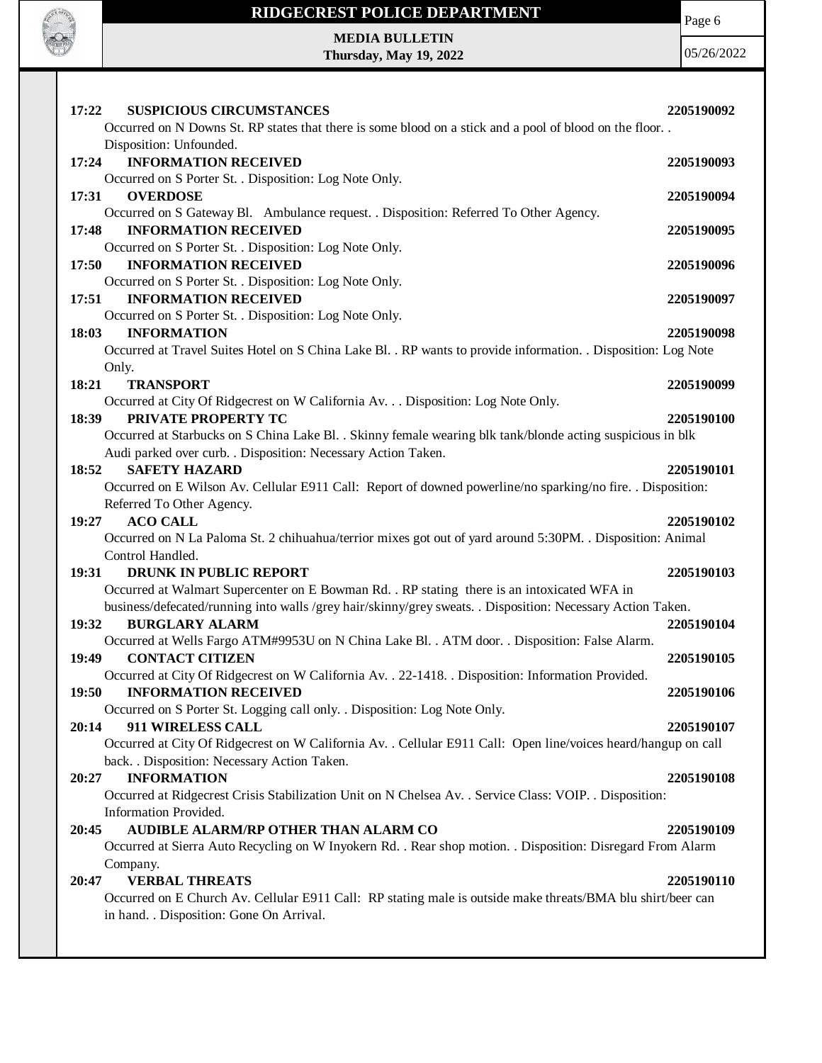**17:22 SUSPICIOUS CIRCUMSTANCES** **2205190092**

Occurred on N Downs St. RP states that there is some blood on a stick and a pool of blood on the floor. . Disposition: Unfounded.

**17:24 INFORMATION RECEIVED** **2205190093**

Occurred on S Porter St. . Disposition: Log Note Only.

**17:31 OVERDOSE** **2205190094**

Occurred on S Gateway Bl. Ambulance request. . Disposition: Referred To Other Agency.

**17:48 INFORMATION RECEIVED** **2205190095**

Occurred on S Porter St. . Disposition: Log Note Only.

**17:50 INFORMATION RECEIVED** **2205190096**

Occurred on S Porter St. . Disposition: Log Note Only.

**17:51 INFORMATION RECEIVED** **2205190097**

Occurred on S Porter St. . Disposition: Log Note Only.

**18:03 INFORMATION** **2205190098**

Occurred at Travel Suites Hotel on S China Lake Bl. . RP wants to provide information. . Disposition: Log Note Only.

**18:21 TRANSPORT** **2205190099**

Occurred at City Of Ridgecrest on W California Av. . . Disposition: Log Note Only.

**18:39 PRIVATE PROPERTY TC** **2205190100**

Occurred at Starbucks on S China Lake Bl. . Skinny female wearing blk tank/blonde acting suspicious in blk Audi parked over curb. . Disposition: Necessary Action Taken.

**18:52 SAFETY HAZARD** **2205190101**

Occurred on E Wilson Av. Cellular E911 Call: Report of downed powerline/no sparking/no fire. . Disposition: Referred To Other Agency.

**19:27 ACO CALL** **2205190102**

Occurred on N La Paloma St. 2 chihuahua/terrior mixes got out of yard around 5:30PM. . Disposition: Animal Control Handled.

**19:31 DRUNK IN PUBLIC REPORT** **2205190103**

Occurred at Walmart Supercenter on E Bowman Rd. . RP stating there is an intoxicated WFA in business/defecated/running into walls /grey hair/skinny/grey sweats. . Disposition: Necessary Action Taken.

**19:32 BURGLARY ALARM** **2205190104**

Occurred at Wells Fargo ATM#9953U on N China Lake Bl. . ATM door. . Disposition: False Alarm.

**19:49 CONTACT CITIZEN** **2205190105**

Occurred at City Of Ridgecrest on W California Av. . 22-1418. . Disposition: Information Provided.

**19:50 INFORMATION RECEIVED** **2205190106**

Occurred on S Porter St. Logging call only. . Disposition: Log Note Only.

**20:14 911 WIRELESS CALL** **2205190107**

Occurred at City Of Ridgecrest on W California Av. . Cellular E911 Call: Open line/voices heard/hangup on call back. . Disposition: Necessary Action Taken.

**20:27 INFORMATION** **2205190108**

Occurred at Ridgecrest Crisis Stabilization Unit on N Chelsea Av. . Service Class: VOIP. . Disposition: Information Provided.

**20:45 AUDIBLE ALARM/RP OTHER THAN ALARM CO** **2205190109**

Occurred at Sierra Auto Recycling on W Inyokern Rd. . Rear shop motion. . Disposition: Disregard From Alarm Company.

**20:47 VERBAL THREATS** **2205190110**

Occurred on E Church Av. Cellular E911 Call: RP stating male is outside make threats/BMA blu shirt/beer can in hand. . Disposition: Gone On Arrival.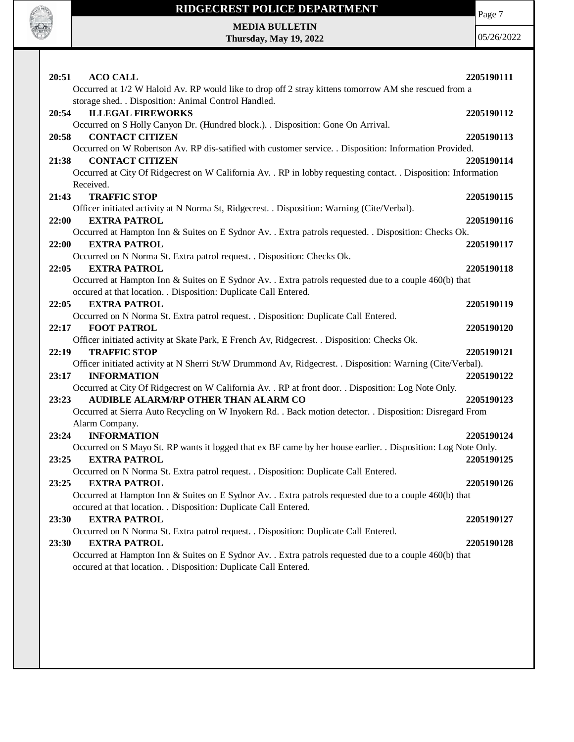**20:51 ACO CALL 2205190111**

Occurred at 1/2 W Haloid Av. RP would like to drop off 2 stray kittens tomorrow AM she rescued from a storage shed. . Disposition: Animal Control Handled.

**20:54 ILLEGAL FIREWORKS 2205190112**

Occurred on S Holly Canyon Dr. (Hundred block.). . Disposition: Gone On Arrival.

**20:58 CONTACT CITIZEN 2205190113**

Occurred on W Robertson Av. RP dis-satified with customer service. . Disposition: Information Provided.

**21:38 CONTACT CITIZEN 2205190114**

Occurred at City Of Ridgecrest on W California Av. . RP in lobby requesting contact. . Disposition: Information Received.

**21:43 TRAFFIC STOP 2205190115**

Officer initiated activity at N Norma St, Ridgecrest. . Disposition: Warning (Cite/Verbal).

**22:00 EXTRA PATROL 2205190116**

Occurred at Hampton Inn & Suites on E Sydnor Av. . Extra patrols requested. . Disposition: Checks Ok.

**22:00 EXTRA PATROL 2205190117**

Occurred on N Norma St. Extra patrol request. . Disposition: Checks Ok.

**22:05 EXTRA PATROL 2205190118**

Occurred at Hampton Inn & Suites on E Sydnor Av. . Extra patrols requested due to a couple 460(b) that occured at that location. . Disposition: Duplicate Call Entered.

**22:05 EXTRA PATROL 2205190119**

Occurred on N Norma St. Extra patrol request. . Disposition: Duplicate Call Entered.

**22:17 FOOT PATROL 2205190120**

Officer initiated activity at Skate Park, E French Av, Ridgecrest. . Disposition: Checks Ok.

**22:19 TRAFFIC STOP 2205190121**

Officer initiated activity at N Sherri St/W Drummond Av, Ridgecrest. . Disposition: Warning (Cite/Verbal).

**23:17 INFORMATION 2205190122**

Occurred at City Of Ridgecrest on W California Av. . RP at front door. . Disposition: Log Note Only.

**23:23 AUDIBLE ALARM/RP OTHER THAN ALARM CO 2205190123**

Occurred at Sierra Auto Recycling on W Inyokern Rd. . Back motion detector. . Disposition: Disregard From Alarm Company.

**23:24 INFORMATION 2205190124**

Occurred on S Mayo St. RP wants it logged that ex BF came by her house earlier. . Disposition: Log Note Only.

**23:25 EXTRA PATROL 2205190125**

Occurred on N Norma St. Extra patrol request. . Disposition: Duplicate Call Entered.

**23:25 EXTRA PATROL 2205190126**

Occurred at Hampton Inn & Suites on E Sydnor Av. . Extra patrols requested due to a couple 460(b) that occured at that location. . Disposition: Duplicate Call Entered.

**23:30 EXTRA PATROL 2205190127**

Occurred on N Norma St. Extra patrol request. . Disposition: Duplicate Call Entered.

**23:30 EXTRA PATROL 2205190128**

Occurred at Hampton Inn & Suites on E Sydnor Av. . Extra patrols requested due to a couple 460(b) that occured at that location. . Disposition: Duplicate Call Entered.